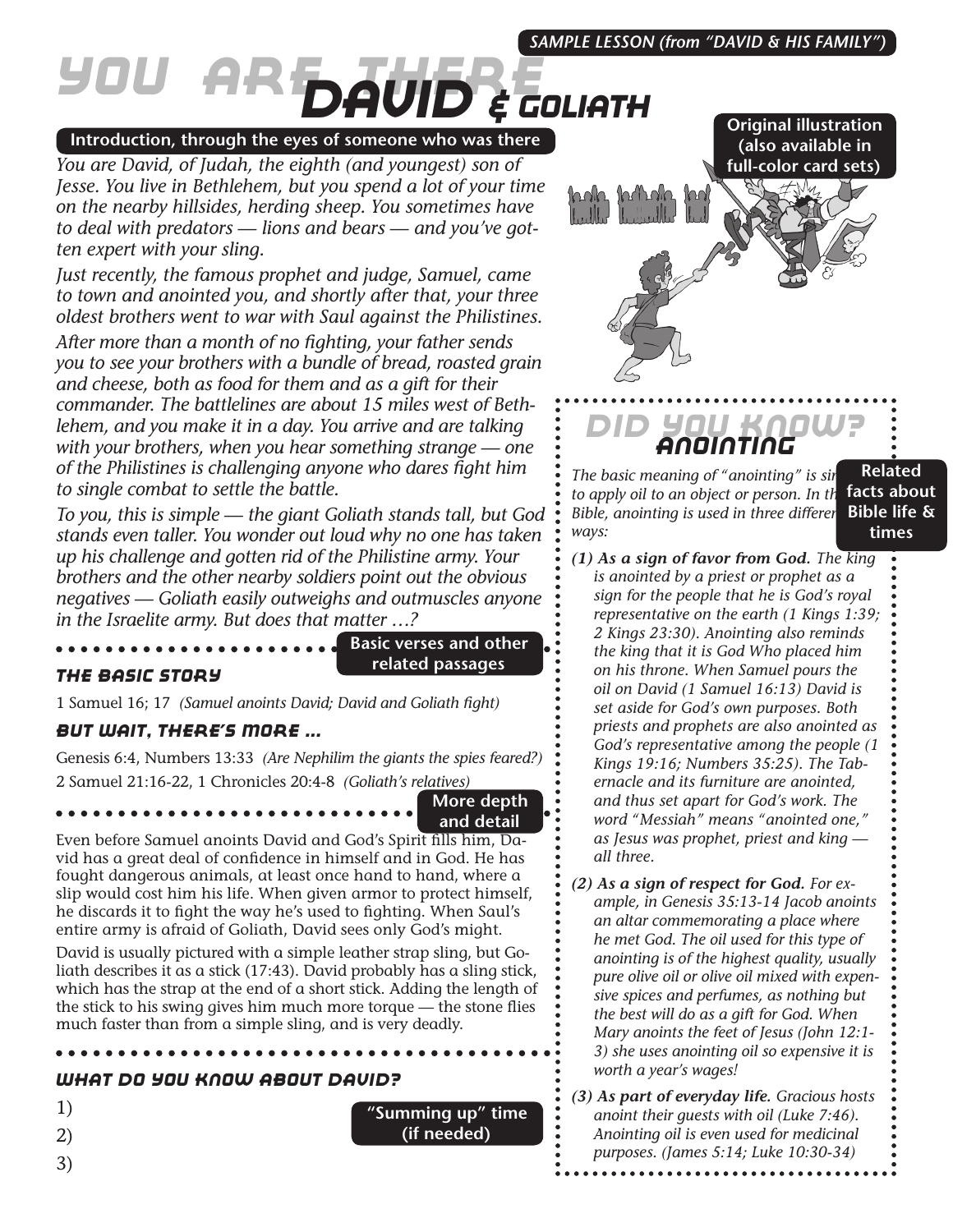SAMPLE LESSON (from "DAVID & HIS FAMILY")

# YOU ARE THERE: DAVID & GOLIATH

**Introduction, through the eyes of someone who was there**

*You are David, of Judah, the eighth (and youngest) son of Jesse. You live in Bethlehem, but you spend a lot of your time on the nearby hillsides, herding sheep. You sometimes have to deal with predators — lions and bears — and you've gotten expert with your sling.*

*Just recently, the famous prophet and judge, Samuel, came to town and anointed you, and shortly after that, your three oldest brothers went to war with Saul against the Philistines.*

*After more than a month of no fighting, your father sends you to see your brothers with a bundle of bread, roasted grain and cheese, both as food for them and as a gift for their commander. The battlelines are about 15 miles west of Bethlehem, and you make it in a day. You arrive and are talking with your brothers, when you hear something strange — one of the Philistines is challenging anyone who dares fight him to single combat to settle the battle.*

*To you, this is simple — the giant Goliath stands tall, but God stands even taller. You wonder out loud why no one has taken up his challenge and gotten rid of the Philistine army. Your brothers and the other nearby soldiers point out the obvious negatives — Goliath easily outweighs and outmuscles anyone in the Israelite army. But does that matter …?*

**Basic verses and other related passages**

### THE BASIC STORY

1 Samuel 16; 17 *(Samuel anoints David; David and Goliath fight)*

### BUT WAIT, THERE'S MORE …

Genesis 6:4, Numbers 13:33 *(Are Nephilim the giants the spies feared?)*
2 Samuel 21:16-22, 1 Chronicles 20:4-8 *(Goliath's relatives)*

**More depth and detail**

Even before Samuel anoints David and God's Spirit fills him, David has a great deal of confidence in himself and in God. He has fought dangerous animals, at least once hand to hand, where a slip would cost him his life. When given armor to protect himself, he discards it to fight the way he's used to fighting. When Saul's entire army is afraid of Goliath, David sees only God's might.

David is usually pictured with a simple leather strap sling, but Goliath describes it as a stick (17:43). David probably has a sling stick, which has the strap at the end of a short stick. Adding the length of the stick to his swing gives him much more torque — the stone flies much faster than from a simple sling, and is very deadly.

### WHAT DO YOU KNOW ABOUT DAVID?

**"Summing up" time (if needed)**

1)

2)

3)

**Original illustration (also available in full-color card sets)**

## DID YOU KNOW? ANOINTING

**Related facts about Bible life & times**

*The basic meaning of "anointing" is simply to apply oil to an object or person. In the Bible, anointing is used in three different ways:*

- ***(1) As a sign of favor from God.*** *The king is anointed by a priest or prophet as a sign for the people that he is God's royal representative on the earth (1 Kings 1:39; 2 Kings 23:30). Anointing also reminds the king that it is God Who placed him on his throne. When Samuel pours the oil on David (1 Samuel 16:13) David is set aside for God's own purposes. Both priests and prophets are also anointed as God's representative among the people (1 Kings 19:16; Numbers 35:25). The Tabernacle and its furniture are anointed, and thus set apart for God's work. The word "Messiah" means "anointed one," as Jesus was prophet, priest and king — all three.*
- ***(2) As a sign of respect for God.*** *For example, in Genesis 35:13-14 Jacob anoints an altar commemorating a place where he met God. The oil used for this type of anointing is of the highest quality, usually pure olive oil or olive oil mixed with expensive spices and perfumes, as nothing but the best will do as a gift for God. When Mary anoints the feet of Jesus (John 12:1-3) she uses anointing oil so expensive it is worth a year's wages!*
- ***(3) As part of everyday life.*** *Gracious hosts anoint their guests with oil (Luke 7:46). Anointing oil is even used for medicinal purposes. (James 5:14; Luke 10:30-34)*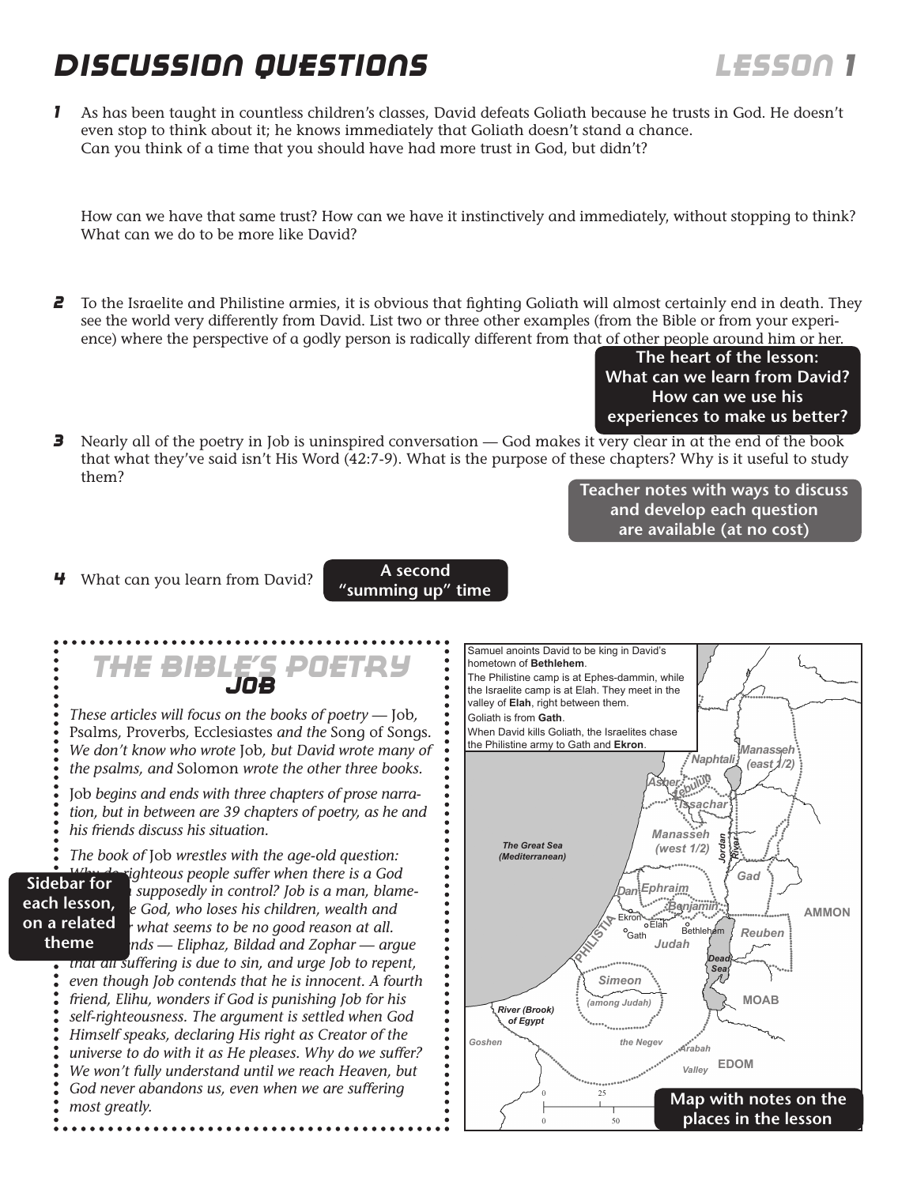# DISCUSSION QUESTIONS

## LESSON 1

**1** As has been taught in countless children's classes, David defeats Goliath because he trusts in God. He doesn't even stop to think about it; he knows immediately that Goliath doesn't stand a chance.
Can you think of a time that you should have had more trust in God, but didn't?

How can we have that same trust? How can we have it instinctively and immediately, without stopping to think? What can we do to be more like David?

**2** To the Israelite and Philistine armies, it is obvious that fighting Goliath will almost certainly end in death. They see the world very differently from David. List two or three other examples (from the Bible or from your experience) where the perspective of a godly person is radically different from that of other people around him or her.

**The heart of the lesson: What can we learn from David? How can we use his experiences to make us better?**

**3** Nearly all of the poetry in Job is uninspired conversation — God makes it very clear in at the end of the book that what they've said isn't His Word (42:7-9). What is the purpose of these chapters? Why is it useful to study them?

**Teacher notes with ways to discuss and develop each question are available (at no cost)**

**4** What can you learn from David?

**A second "summing up" time**

## THE BIBLE'S POETRY
### JOB

*These articles will focus on the books of poetry —* Job, Psalms, Proverbs, Ecclesiastes *and the* Song of Songs. *We don't know who wrote* Job, *but David wrote many of the psalms, and* Solomon *wrote the other three books.*

Job *begins and ends with three chapters of prose narration, but in between are 39 chapters of poetry, as he and his friends discuss his situation.*

*The book of* Job *wrestles with the age-old question: Why do righteous people suffer when there is a God who is supposedly in control? Job is a man, blameless before God, who loses his children, wealth and health for what seems to be no good reason at all. His friends — Eliphaz, Bildad and Zophar — argue that all suffering is due to sin, and urge Job to repent, even though Job contends that he is innocent. A fourth friend, Elihu, wonders if God is punishing Job for his self-righteousness. The argument is settled when God Himself speaks, declaring His right as Creator of the universe to do with it as He pleases. Why do we suffer? We won't fully understand until we reach Heaven, but God never abandons us, even when we are suffering most greatly.*

**Sidebar for each lesson, on a related theme**

Samuel anoints David to be king in David's hometown of **Bethlehem**.
The Philistine camp is at Ephes-dammin, while the Israelite camp is at Elah. They meet in the valley of **Elah**, right between them.
Goliath is from **Gath**.
When David kills Goliath, the Israelites chase the Philistine army to Gath and **Ekron**.

Naphtali
Manasseh (east 1/2)
Asher
Zebulun
Issachar
Manasseh (west 1/2)
Jordan River
The Great Sea (Mediterranean)
Gad
Dan
Ephraim
Benjamin
AMMON
Ekron
Elah
Bethlehem
Gath
PHILISTIA
Judah
Reuben
Dead Sea
Simeon (among Judah)
MOAB
River (Brook) of Egypt
Goshen
the Negev
Arabah Valley
EDOM
0 25
0 50

**Map with notes on the places in the lesson**